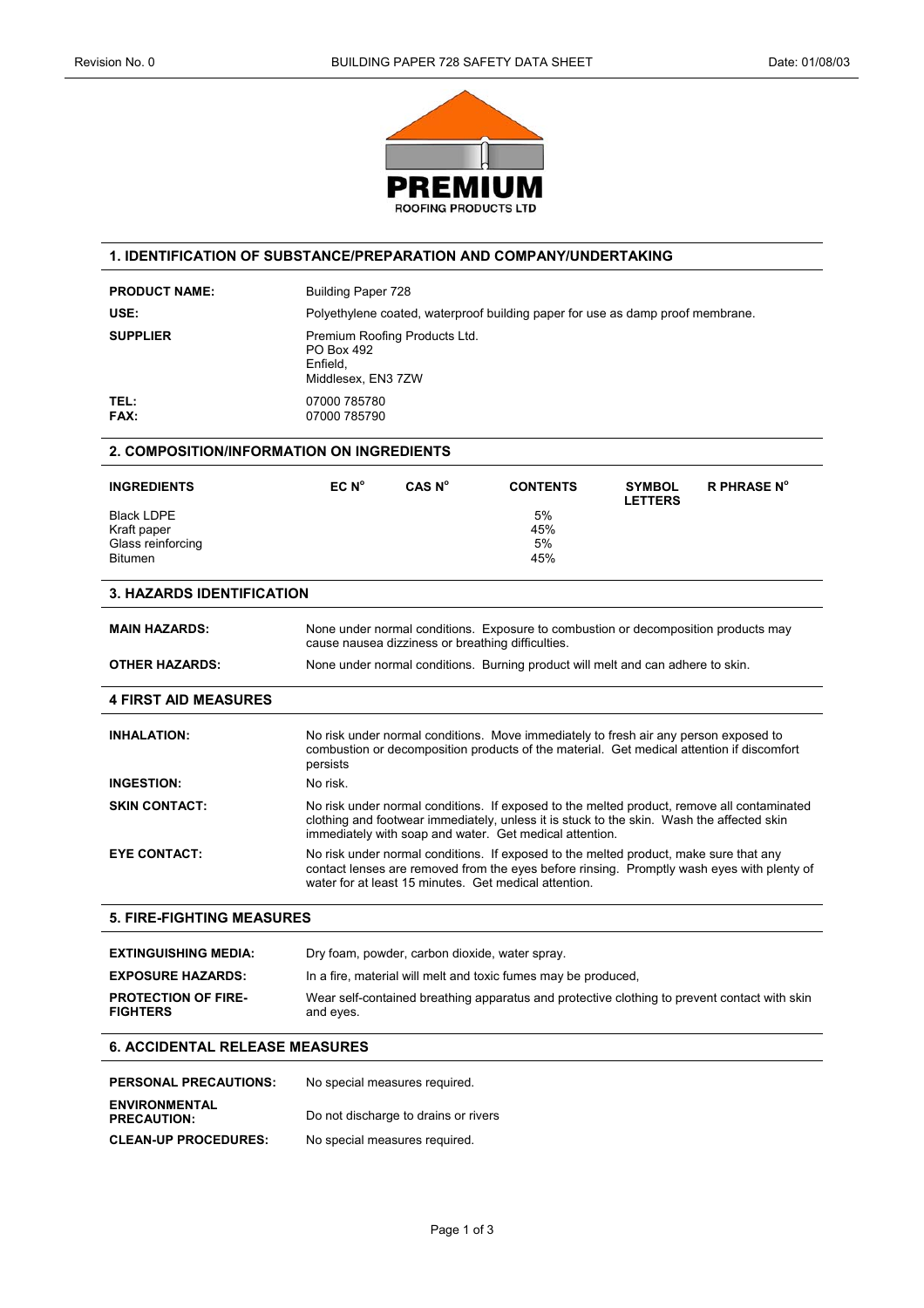PREMIUM
ROOFING PRODUCTS LTD

## 1. IDENTIFICATION OF SUBSTANCE/PREPARATION AND COMPANY/UNDERTAKING

**PRODUCT NAME:** Building Paper 728

**USE:** Polyethylene coated, waterproof building paper for use as damp proof membrane.

**SUPPLIER** Premium Roofing Products Ltd.
PO Box 492
Enfield,
Middlesex, EN3 7ZW

**TEL:** 07000 785780
**FAX:** 07000 785790

## 2. COMPOSITION/INFORMATION ON INGREDIENTS

| INGREDIENTS | EC N° | CAS N° | CONTENTS | SYMBOL LETTERS | R PHRASE N° |
|---|---|---|---|---|---|
| Black LDPE | | | 5% | | |
| Kraft paper | | | 45% | | |
| Glass reinforcing | | | 5% | | |
| Bitumen | | | 45% | | |

## 3. HAZARDS IDENTIFICATION

**MAIN HAZARDS:** None under normal conditions. Exposure to combustion or decomposition products may cause nausea dizziness or breathing difficulties.

**OTHER HAZARDS:** None under normal conditions. Burning product will melt and can adhere to skin.

## 4 FIRST AID MEASURES

**INHALATION:** No risk under normal conditions. Move immediately to fresh air any person exposed to combustion or decomposition products of the material. Get medical attention if discomfort persists

**INGESTION:** No risk.

**SKIN CONTACT:** No risk under normal conditions. If exposed to the melted product, remove all contaminated clothing and footwear immediately, unless it is stuck to the skin. Wash the affected skin immediately with soap and water. Get medical attention.

**EYE CONTACT:** No risk under normal conditions. If exposed to the melted product, make sure that any contact lenses are removed from the eyes before rinsing. Promptly wash eyes with plenty of water for at least 15 minutes. Get medical attention.

## 5. FIRE-FIGHTING MEASURES

**EXTINGUISHING MEDIA:** Dry foam, powder, carbon dioxide, water spray.

**EXPOSURE HAZARDS:** In a fire, material will melt and toxic fumes may be produced,

**PROTECTION OF FIRE-FIGHTERS** Wear self-contained breathing apparatus and protective clothing to prevent contact with skin and eyes.

## 6. ACCIDENTAL RELEASE MEASURES

**PERSONAL PRECAUTIONS:** No special measures required.

**ENVIRONMENTAL PRECAUTION:** Do not discharge to drains or rivers

**CLEAN-UP PROCEDURES:** No special measures required.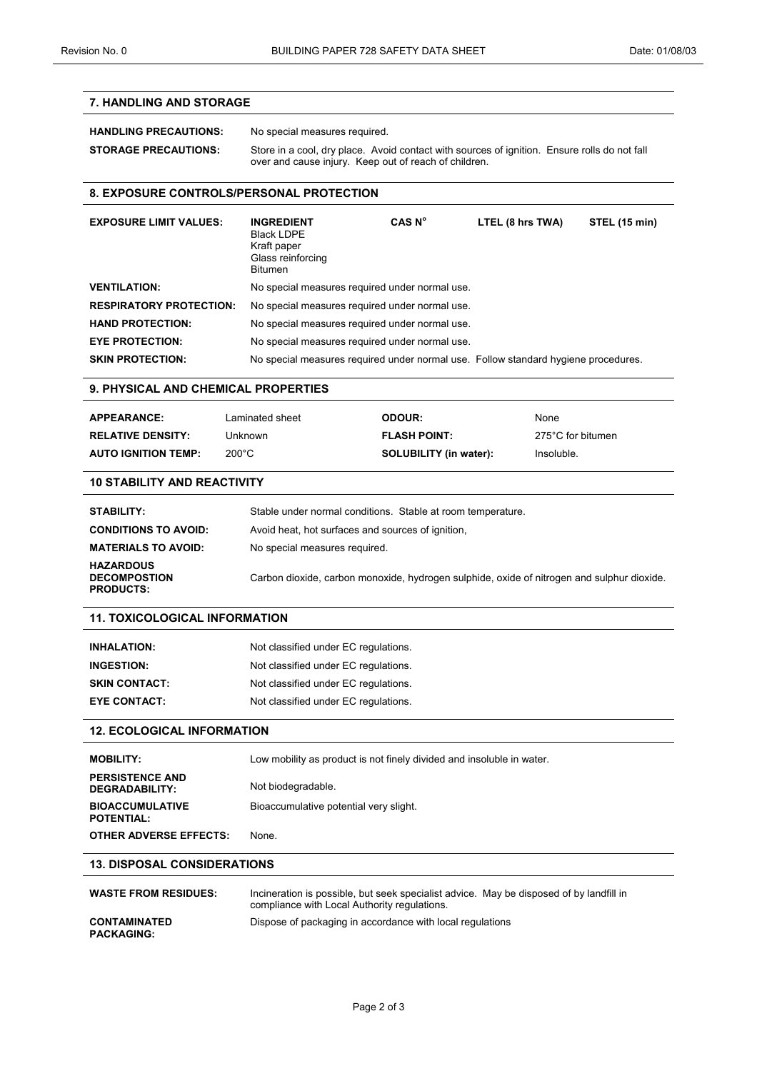## 7. HANDLING AND STORAGE

| | |
|---|---|
| **HANDLING PRECAUTIONS:** | No special measures required. |
| **STORAGE PRECAUTIONS:** | Store in a cool, dry place. Avoid contact with sources of ignition. Ensure rolls do not fall over and cause injury. Keep out of reach of children. |

## 8. EXPOSURE CONTROLS/PERSONAL PROTECTION

| **EXPOSURE LIMIT VALUES:** | **INGREDIENT** | **CAS N°** | **LTEL (8 hrs TWA)** | **STEL (15 min)** |
|---|---|---|---|---|
| | Black LDPE | | | |
| | Kraft paper | | | |
| | Glass reinforcing | | | |
| | Bitumen | | | |

| | |
|---|---|
| **VENTILATION:** | No special measures required under normal use. |
| **RESPIRATORY PROTECTION:** | No special measures required under normal use. |
| **HAND PROTECTION:** | No special measures required under normal use. |
| **EYE PROTECTION:** | No special measures required under normal use. |
| **SKIN PROTECTION:** | No special measures required under normal use. Follow standard hygiene procedures. |

## 9. PHYSICAL AND CHEMICAL PROPERTIES

| | | | |
|---|---|---|---|
| **APPEARANCE:** | Laminated sheet | **ODOUR:** | None |
| **RELATIVE DENSITY:** | Unknown | **FLASH POINT:** | 275°C for bitumen |
| **AUTO IGNITION TEMP:** | 200°C | **SOLUBILITY (in water):** | Insoluble. |

## 10 STABILITY AND REACTIVITY

| | |
|---|---|
| **STABILITY:** | Stable under normal conditions. Stable at room temperature. |
| **CONDITIONS TO AVOID:** | Avoid heat, hot surfaces and sources of ignition, |
| **MATERIALS TO AVOID:** | No special measures required. |
| **HAZARDOUS DECOMPOSTION PRODUCTS:** | Carbon dioxide, carbon monoxide, hydrogen sulphide, oxide of nitrogen and sulphur dioxide. |

## 11. TOXICOLOGICAL INFORMATION

| | |
|---|---|
| **INHALATION:** | Not classified under EC regulations. |
| **INGESTION:** | Not classified under EC regulations. |
| **SKIN CONTACT:** | Not classified under EC regulations. |
| **EYE CONTACT:** | Not classified under EC regulations. |

## 12. ECOLOGICAL INFORMATION

| | |
|---|---|
| **MOBILITY:** | Low mobility as product is not finely divided and insoluble in water. |
| **PERSISTENCE AND DEGRADABILITY:** | Not biodegradable. |
| **BIOACCUMULATIVE POTENTIAL:** | Bioaccumulative potential very slight. |
| **OTHER ADVERSE EFFECTS:** | None. |

## 13. DISPOSAL CONSIDERATIONS

| | |
|---|---|
| **WASTE FROM RESIDUES:** | Incineration is possible, but seek specialist advice. May be disposed of by landfill in compliance with Local Authority regulations. |
| **CONTAMINATED PACKAGING:** | Dispose of packaging in accordance with local regulations |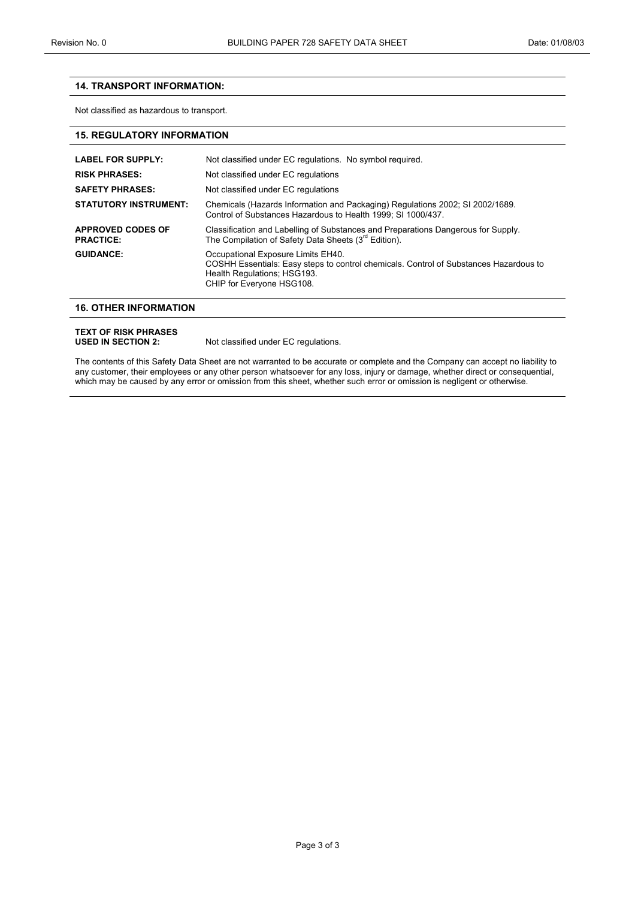## 14. TRANSPORT INFORMATION:

Not classified as hazardous to transport.

## 15. REGULATORY INFORMATION

| | |
|---|---|
| **LABEL FOR SUPPLY:** | Not classified under EC regulations. No symbol required. |
| **RISK PHRASES:** | Not classified under EC regulations |
| **SAFETY PHRASES:** | Not classified under EC regulations |
| **STATUTORY INSTRUMENT:** | Chemicals (Hazards Information and Packaging) Regulations 2002; SI 2002/1689. Control of Substances Hazardous to Health 1999; SI 1000/437. |
| **APPROVED CODES OF PRACTICE:** | Classification and Labelling of Substances and Preparations Dangerous for Supply. The Compilation of Safety Data Sheets (3rd Edition). |
| **GUIDANCE:** | Occupational Exposure Limits EH40. COSHH Essentials: Easy steps to control chemicals. Control of Substances Hazardous to Health Regulations; HSG193. CHIP for Everyone HSG108. |

## 16. OTHER INFORMATION

**TEXT OF RISK PHRASES USED IN SECTION 2:** Not classified under EC regulations.

The contents of this Safety Data Sheet are not warranted to be accurate or complete and the Company can accept no liability to any customer, their employees or any other person whatsoever for any loss, injury or damage, whether direct or consequential, which may be caused by any error or omission from this sheet, whether such error or omission is negligent or otherwise.